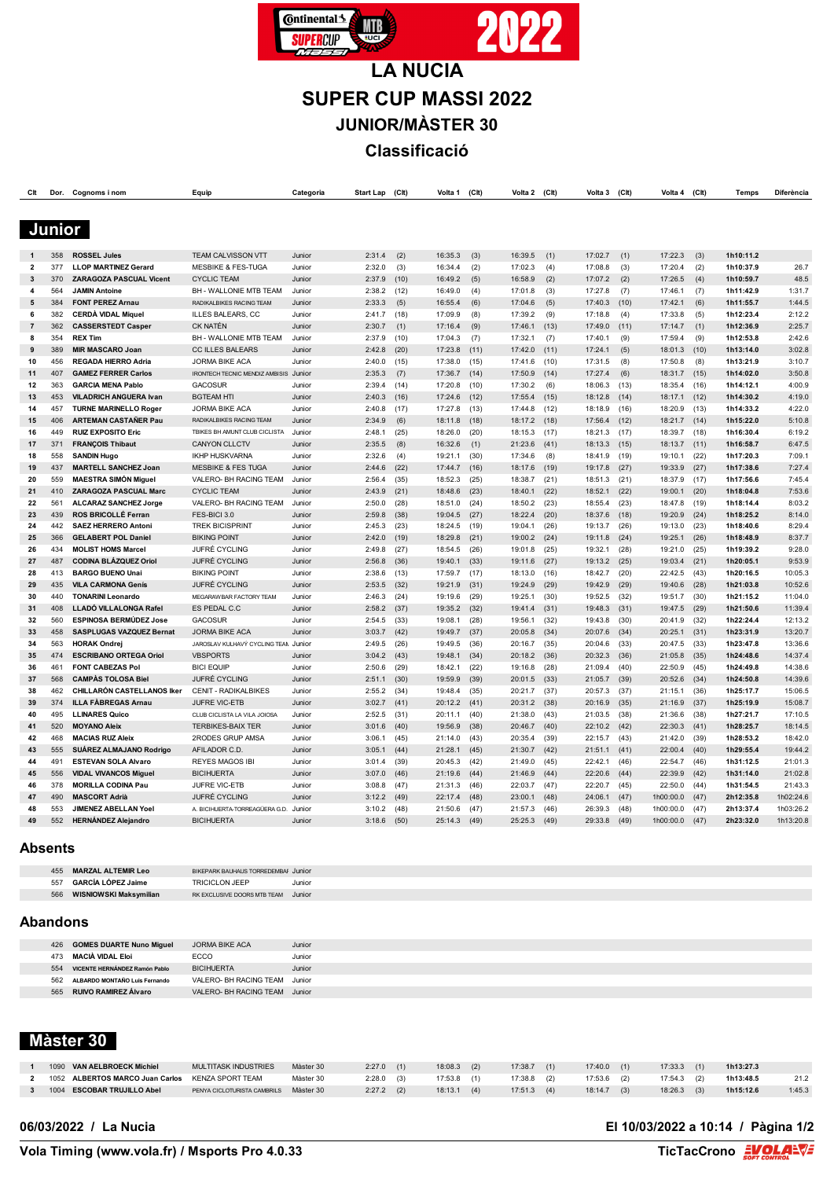# LA NUCIA

# SUPER CUP MASSI 2022

## JUNIOR/MÀSTER 30

## Classificació

### Junior

| Clt | Dor. | Cognoms i nom | Equip | Categoria | Start Lap | (Clt) | Volta 1 | (Clt) | Volta 2 | (Clt) | Volta 3 | (Clt) | Volta 4 | (Clt) | Temps | Diferència |
|---|---|---|---|---|---|---|---|---|---|---|---|---|---|---|---|---|
| 1 | 358 | **ROSSEL Jules** | TEAM CALVISSON VTT | Junior | 2:31.4 | (2) | 16:35.3 | (3) | 16:39.5 | (1) | 17:02.7 | (1) | 17:22.3 | (3) | **1h10:11.2** | |
| 2 | 377 | **LLOP MARTINEZ Gerard** | MESBIKE & FES-TUGA | Junior | 2:32.0 | (3) | 16:34.4 | (2) | 17:02.3 | (4) | 17:08.8 | (3) | 17:20.4 | (2) | **1h10:37.9** | 26.7 |
| 3 | 370 | **ZARAGOZA PASCUAL Vicent** | CYCLIC TEAM | Junior | 2:37.9 | (10) | 16:49.2 | (5) | 16:58.9 | (2) | 17:07.2 | (2) | 17:26.5 | (4) | **1h10:59.7** | 48.5 |
| 4 | 564 | **JAMIN Antoine** | BH - WALLONIE MTB TEAM | Junior | 2:38.2 | (12) | 16:49.0 | (4) | 17:01.8 | (3) | 17:27.8 | (7) | 17:46.1 | (7) | **1h11:42.9** | 1:31.7 |
| 5 | 384 | **FONT PEREZ Arnau** | RADIKALBIKES RACING TEAM | Junior | 2:33.3 | (5) | 16:55.4 | (6) | 17:04.6 | (5) | 17:40.3 | (10) | 17:42.1 | (6) | **1h11:55.7** | 1:44.5 |
| 6 | 382 | **CERDÀ VIDAL Miquel** | ILLES BALEARS, CC | Junior | 2:41.7 | (18) | 17:09.9 | (8) | 17:39.2 | (9) | 17:18.8 | (4) | 17:33.8 | (5) | **1h12:23.4** | 2:12.2 |
| 7 | 362 | **CASSERSTEDT Casper** | CK NATÉN | Junior | 2:30.7 | (1) | 17:16.4 | (9) | 17:46.1 | (13) | 17:49.0 | (11) | 17:14.7 | (1) | **1h12:36.9** | 2:25.7 |
| 8 | 354 | **REX Tim** | BH - WALLONIE MTB TEAM | Junior | 2:37.9 | (10) | 17:04.3 | (7) | 17:32.1 | (7) | 17:40.1 | (9) | 17:59.4 | (9) | **1h12:53.8** | 2:42.6 |
| 9 | 389 | **MIR MASCARO Joan** | CC ILLES BALEARS | Junior | 2:42.8 | (20) | 17:23.8 | (11) | 17:42.0 | (11) | 17:24.1 | (5) | 18:01.3 | (10) | **1h13:14.0** | 3:02.8 |
| 10 | 456 | **REGADA HIERRO Adria** | JORMA BIKE ACA | Junior | 2:40.0 | (15) | 17:38.0 | (15) | 17:41.6 | (10) | 17:31.5 | (8) | 17:50.8 | (8) | **1h13:21.9** | 3:10.7 |
| 11 | 407 | **GAMEZ FERRER Carlos** | IRONTECH TECNIC MENDIZ AMBISIS | Junior | 2:35.3 | (7) | 17:36.7 | (14) | 17:50.9 | (14) | 17:27.4 | (6) | 18:31.7 | (15) | **1h14:02.0** | 3:50.8 |
| 12 | 363 | **GARCIA MENA Pablo** | GACOSUR | Junior | 2:39.4 | (14) | 17:20.8 | (10) | 17:30.2 | (6) | 18:06.3 | (13) | 18:35.4 | (16) | **1h14:12.1** | 4:00.9 |
| 13 | 453 | **VILADRICH ANGUERA Ivan** | BGTEAM HTI | Junior | 2:40.3 | (16) | 17:24.6 | (12) | 17:55.4 | (15) | 18:12.8 | (14) | 18:17.1 | (12) | **1h14:30.2** | 4:19.0 |
| 14 | 457 | **TURNE MARINELLO Roger** | JORMA BIKE ACA | Junior | 2:40.8 | (17) | 17:27.8 | (13) | 17:44.8 | (12) | 18:18.9 | (16) | 18:20.9 | (13) | **1h14:33.2** | 4:22.0 |
| 15 | 406 | **ARTEMAN CASTAÑER Pau** | RADIKALBIKES RACING TEAM | Junior | 2:34.9 | (6) | 18:11.8 | (18) | 18:17.2 | (18) | 17:56.4 | (12) | 18:21.7 | (14) | **1h15:22.0** | 5:10.8 |
| 16 | 449 | **RUIZ EXPOSITO Eric** | TBIKES BH AMUNT CLUB CICLISTA | Junior | 2:48.1 | (25) | 18:26.0 | (20) | 18:15.3 | (17) | 18:21.3 | (17) | 18:39.7 | (18) | **1h16:30.4** | 6:19.2 |
| 17 | 371 | **FRANÇOIS Thibaut** | CANYON CLLCTV | Junior | 2:35.5 | (8) | 16:32.6 | (1) | 21:23.6 | (41) | 18:13.3 | (15) | 18:13.7 | (11) | **1h16:58.7** | 6:47.5 |
| 18 | 558 | **SANDIN Hugo** | IKHP HUSKVARNA | Junior | 2:32.6 | (4) | 19:21.1 | (30) | 17:34.6 | (8) | 18:41.9 | (19) | 19:10.1 | (22) | **1h17:20.3** | 7:09.1 |
| 19 | 437 | **MARTELL SANCHEZ Joan** | MESBIKE & FES TUGA | Junior | 2:44.6 | (22) | 17:44.7 | (16) | 18:17.6 | (19) | 19:17.8 | (27) | 19:33.9 | (27) | **1h17:38.6** | 7:27.4 |
| 20 | 559 | **MAESTRA SIMÓN Miguel** | VALERO- BH RACING TEAM | Junior | 2:56.4 | (35) | 18:52.3 | (25) | 18:38.7 | (21) | 18:51.3 | (21) | 18:37.9 | (17) | **1h17:56.6** | 7:45.4 |
| 21 | 410 | **ZARAGOZA PASCUAL Marc** | CYCLIC TEAM | Junior | 2:43.9 | (21) | 18:48.6 | (23) | 18:40.1 | (22) | 18:52.1 | (22) | 19:00.1 | (20) | **1h18:04.8** | 7:53.6 |
| 22 | 561 | **ALCARAZ SANCHEZ Jorge** | VALERO- BH RACING TEAM | Junior | 2:50.0 | (28) | 18:51.0 | (24) | 18:50.2 | (23) | 18:55.4 | (23) | 18:47.8 | (19) | **1h18:14.4** | 8:03.2 |
| 23 | 439 | **ROS BRICOLLÉ Ferran** | FES-BICI 3.0 | Junior | 2:59.8 | (38) | 19:04.5 | (27) | 18:22.4 | (20) | 18:37.6 | (18) | 19:20.9 | (24) | **1h18:25.2** | 8:14.0 |
| 24 | 442 | **SAEZ HERRERO Antoni** | TREK BICISPRINT | Junior | 2:45.3 | (23) | 18:24.5 | (19) | 19:04.1 | (26) | 19:13.7 | (26) | 19:13.0 | (23) | **1h18:40.6** | 8:29.4 |
| 25 | 366 | **GELABERT POL Daniel** | BIKING POINT | Junior | 2:42.0 | (19) | 18:29.8 | (21) | 19:00.2 | (24) | 19:11.8 | (24) | 19:25.1 | (26) | **1h18:48.9** | 8:37.7 |
| 26 | 434 | **MOLIST HOMS Marcel** | JUFRÉ CYCLING | Junior | 2:49.8 | (27) | 18:54.5 | (26) | 19:01.8 | (25) | 19:32.1 | (28) | 19:21.0 | (25) | **1h19:39.2** | 9:28.0 |
| 27 | 487 | **CODINA BLÁZQUEZ Oriol** | JUFRÉ CYCLING | Junior | 2:56.8 | (36) | 19:40.1 | (33) | 19:11.6 | (27) | 19:13.2 | (25) | 19:03.4 | (21) | **1h20:05.1** | 9:53.9 |
| 28 | 413 | **BARGO BUENO Unai** | BIKING POINT | Junior | 2:38.6 | (13) | 17:59.7 | (17) | 18:13.0 | (16) | 18:42.7 | (20) | 22:42.5 | (43) | **1h20:16.5** | 10:05.3 |
| 29 | 435 | **VILA CARMONA Genís** | JUFRÉ CYCLING | Junior | 2:53.5 | (32) | 19:21.9 | (31) | 19:24.9 | (29) | 19:42.9 | (29) | 19:40.6 | (28) | **1h21:03.8** | 10:52.6 |
| 30 | 440 | **TONARINI Leonardo** | MEGARAWBAR FACTORY TEAM | Junior | 2:46.3 | (24) | 19:19.6 | (29) | 19:25.1 | (30) | 19:52.5 | (32) | 19:51.7 | (30) | **1h21:15.2** | 11:04.0 |
| 31 | 408 | **LLADÓ VILLALONGA Rafel** | ES PEDAL C.C | Junior | 2:58.2 | (37) | 19:35.2 | (32) | 19:41.4 | (31) | 19:48.3 | (31) | 19:47.5 | (29) | **1h21:50.6** | 11:39.4 |
| 32 | 560 | **ESPINOSA BERMÚDEZ Jose** | GACOSUR | Junior | 2:54.5 | (33) | 19:08.1 | (28) | 19:56.1 | (32) | 19:43.8 | (30) | 20:41.9 | (32) | **1h22:24.4** | 12:13.2 |
| 33 | 458 | **SASPLUGAS VAZQUEZ Bernat** | JORMA BIKE ACA | Junior | 3:03.7 | (42) | 19:49.7 | (37) | 20:05.8 | (34) | 20:07.6 | (34) | 20:25.1 | (31) | **1h23:31.9** | 13:20.7 |
| 34 | 563 | **HORAK Ondrej** | JAROSLAV KULHAVÝ CYCLING TEAM | Junior | 2:49.5 | (26) | 19:49.5 | (36) | 20:16.7 | (35) | 20:04.6 | (33) | 20:47.5 | (33) | **1h23:47.8** | 13:36.6 |
| 35 | 474 | **ESCRIBANO ORTEGA Oriol** | VBSPORTS | Junior | 3:04.2 | (43) | 19:48.1 | (34) | 20:18.2 | (36) | 20:32.3 | (36) | 21:05.8 | (35) | **1h24:48.6** | 14:37.4 |
| 36 | 461 | **FONT CABEZAS Pol** | BICI EQUIP | Junior | 2:50.6 | (29) | 18:42.1 | (22) | 19:16.8 | (28) | 21:09.4 | (40) | 22:50.9 | (45) | **1h24:49.8** | 14:38.6 |
| 37 | 568 | **CAMPÀS TOLOSA Biel** | JUFRÉ CYCLING | Junior | 2:51.1 | (30) | 19:59.9 | (39) | 20:01.5 | (33) | 21:05.7 | (39) | 20:52.6 | (34) | **1h24:50.8** | 14:39.6 |
| 38 | 462 | **CHILLARÓN CASTELLANOS Iker** | CENIT - RADIKALBIKES | Junior | 2:55.2 | (34) | 19:48.4 | (35) | 20:21.7 | (37) | 20:57.3 | (37) | 21:15.1 | (36) | **1h25:17.7** | 15:06.5 |
| 39 | 374 | **ILLA FÀBREGAS Arnau** | JUFRE VIC-ETB | Junior | 3:02.7 | (41) | 20:12.2 | (41) | 20:31.2 | (38) | 20:16.9 | (35) | 21:16.9 | (37) | **1h25:19.9** | 15:08.7 |
| 40 | 495 | **LLINARES Quico** | CLUB CICLISTA LA VILA JOIOSA | Junior | 2:52.5 | (31) | 20:11.1 | (40) | 21:38.0 | (43) | 21:03.5 | (38) | 21:36.6 | (38) | **1h27:21.7** | 17:10.5 |
| 41 | 520 | **MOYANO Aleix** | TERBIKES-BAIX TER | Junior | 3:01.6 | (40) | 19:56.9 | (38) | 20:46.7 | (40) | 22:10.2 | (42) | 22:30.3 | (41) | **1h28:25.7** | 18:14.5 |
| 42 | 468 | **MACIAS RUZ Aleix** | 2RODES GRUP AMSA | Junior | 3:06.1 | (45) | 21:14.0 | (43) | 20:35.4 | (39) | 22:15.7 | (43) | 21:42.0 | (39) | **1h28:53.2** | 18:42.0 |
| 43 | 555 | **SUÁREZ ALMAJANO Rodrigo** | AFILADOR C.D. | Junior | 3:05.1 | (44) | 21:28.1 | (45) | 21:30.7 | (42) | 21:51.1 | (41) | 22:00.4 | (40) | **1h29:55.4** | 19:44.2 |
| 44 | 491 | **ESTEVAN SOLA Alvaro** | REYES MAGOS IBI | Junior | 3:01.4 | (39) | 20:45.3 | (42) | 21:49.0 | (45) | 22:42.1 | (46) | 22:54.7 | (46) | **1h31:12.5** | 21:01.3 |
| 45 | 556 | **VIDAL VIVANCOS Miguel** | BICIHUERTA | Junior | 3:07.0 | (46) | 21:19.6 | (44) | 21:46.9 | (44) | 22:20.6 | (44) | 22:39.9 | (42) | **1h31:14.0** | 21:02.8 |
| 46 | 378 | **MORILLA CODINA Pau** | JUFRE VIC-ETB | Junior | 3:08.8 | (47) | 21:31.3 | (46) | 22:03.7 | (47) | 22:20.7 | (45) | 22:50.0 | (44) | **1h31:54.5** | 21:43.3 |
| 47 | 490 | **MASCORT Adrià** | JUFRÉ CYCLING | Junior | 3:12.2 | (49) | 22:17.4 | (48) | 23:00.1 | (48) | 24:06.1 | (47) | 1h00:00.0 | (47) | **2h12:35.8** | 1h02:24.6 |
| 48 | 553 | **JIMENEZ ABELLAN Yoel** | A. BICIHUERTA-TORREAGÜERA G.D. | Junior | 3:10.2 | (48) | 21:50.6 | (47) | 21:57.3 | (46) | 26:39.3 | (48) | 1h00:00.0 | (47) | **2h13:37.4** | 1h03:26.2 |
| 49 | 552 | **HERNÁNDEZ Alejandro** | BICIHUERTA | Junior | 3:18.6 | (50) | 25:14.3 | (49) | 25:25.3 | (49) | 29:33.8 | (49) | 1h00:00.0 | (47) | **2h23:32.0** | 1h13:20.8 |

## Absents

| | | | |
|---|---|---|---|
| 455 | **MARZAL ALTEMIR Leo** | BIKEPARK BAUHAUS TORREDEMBAR | Junior |
| 557 | **GARCÍA LÓPEZ Jaime** | TRICICLON JEEP | Junior |
| 566 | **WISNIOWSKI Maksymilian** | RK EXCLUSIVE DOORS MTB TEAM | Junior |

## Abandons

| | | | |
|---|---|---|---|
| 426 | **GOMES DUARTE Nuno Miguel** | JORMA BIKE ACA | Junior |
| 473 | **MACIÀ VIDAL Eloi** | ECCO | Junior |
| 554 | **VICENTE HERNÁNDEZ Ramón Pablo** | BICIHUERTA | Junior |
| 562 | **ALBARDO MONTAÑO Luis Fernando** | VALERO- BH RACING TEAM | Junior |
| 565 | **RUIVO RAMIREZ Álvaro** | VALERO- BH RACING TEAM | Junior |

### Màster 30

| Clt | Dor. | Cognoms i nom | Equip | Categoria | Start Lap | (Clt) | Volta 1 | (Clt) | Volta 2 | (Clt) | Volta 3 | (Clt) | Volta 4 | (Clt) | Temps | Diferència |
|---|---|---|---|---|---|---|---|---|---|---|---|---|---|---|---|---|
| 1 | 1090 | **VAN AELBROECK Michiel** | MULTITASK INDUSTRIES | Màster 30 | 2:27.0 | (1) | 18:08.3 | (2) | 17:38.7 | (1) | 17:40.0 | (1) | 17:33.3 | (1) | **1h13:27.3** | |
| 2 | 1052 | **ALBERTOS MARCO Juan Carlos** | KENZA SPORT TEAM | Màster 30 | 2:28.0 | (3) | 17:53.8 | (1) | 17:38.8 | (2) | 17:53.6 | (2) | 17:54.3 | (2) | **1h13:48.5** | 21.2 |
| 3 | 1004 | **ESCOBAR TRUJILLO Abel** | PENYA CICLOTURISTA CAMBRILS | Màster 30 | 2:27.2 | (2) | 18:13.1 | (4) | 17:51.3 | (4) | 18:14.7 | (3) | 18:26.3 | (3) | **1h15:12.6** | 1:45.3 |

**06/03/2022 / La Nucia**

**El 10/03/2022 a 10:14 / Pàgina 1/2**

**Vola Timing (www.vola.fr) / Msports Pro 4.0.33**

**TicTacCrono**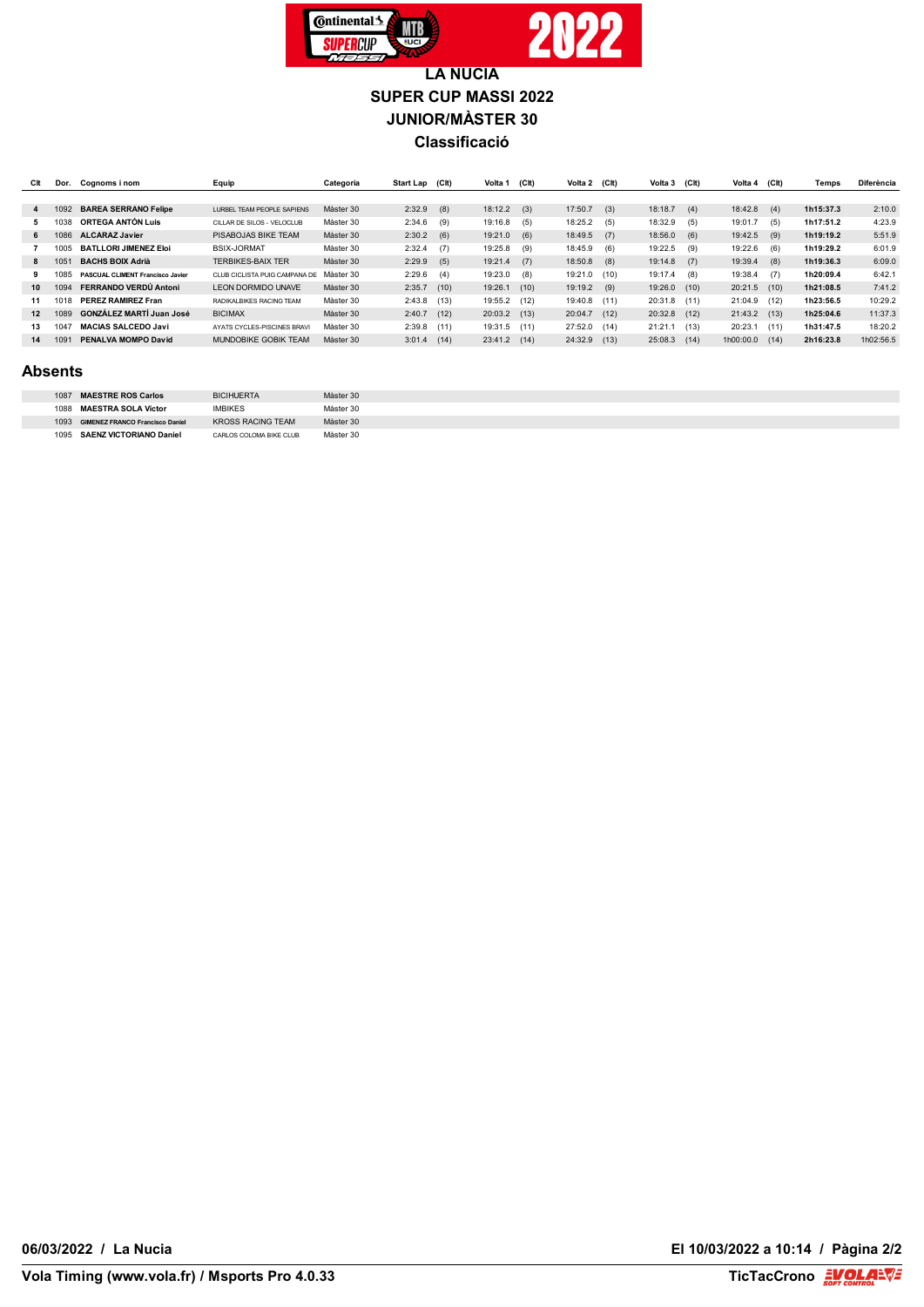# LA NUCIA
# SUPER CUP MASSI 2022
# JUNIOR/MÀSTER 30
## Classificació

| Clt | Dor. | Cognoms i nom | Equip | Categoria | Start Lap | (Clt) | Volta 1 | (Clt) | Volta 2 | (Clt) | Volta 3 | (Clt) | Volta 4 | (Clt) | Temps | Diferència |
|---|---|---|---|---|---|---|---|---|---|---|---|---|---|---|---|---|
| 4 | 1092 | **BAREA SERRANO Felipe** | LURBEL TEAM PEOPLE SAPIENS | Màster 30 | 2:32.9 | (8) | 18:12.2 | (3) | 17:50.7 | (3) | 18:18.7 | (4) | 18:42.8 | (4) | **1h15:37.3** | 2:10.0 |
| 5 | 1038 | **ORTEGA ANTÓN Luis** | CILLAR DE SILOS - VELOCLUB | Màster 30 | 2:34.6 | (9) | 19:16.8 | (5) | 18:25.2 | (5) | 18:32.9 | (5) | 19:01.7 | (5) | **1h17:51.2** | 4:23.9 |
| 6 | 1086 | **ALCARAZ Javier** | PISABOJAS BIKE TEAM | Màster 30 | 2:30.2 | (6) | 19:21.0 | (6) | 18:49.5 | (7) | 18:56.0 | (6) | 19:42.5 | (9) | **1h19:19.2** | 5:51.9 |
| 7 | 1005 | **BATLLORI JIMENEZ Eloi** | BSIX-JORMAT | Màster 30 | 2:32.4 | (7) | 19:25.8 | (9) | 18:45.9 | (6) | 19:22.5 | (9) | 19:22.6 | (6) | **1h19:29.2** | 6:01.9 |
| 8 | 1051 | **BACHS BOIX Adrià** | TERBIKES-BAIX TER | Màster 30 | 2:29.9 | (5) | 19:21.4 | (7) | 18:50.8 | (8) | 19:14.8 | (7) | 19:39.4 | (8) | **1h19:36.3** | 6:09.0 |
| 9 | 1085 | **PASCUAL CLIMENT Francisco Javier** | CLUB CICLISTA PUIG CAMPANA DE | Màster 30 | 2:29.6 | (4) | 19:23.0 | (8) | 19:21.0 | (10) | 19:17.4 | (8) | 19:38.4 | (7) | **1h20:09.4** | 6:42.1 |
| 10 | 1094 | **FERRANDO VERDÚ Antoni** | LEON DORMIDO UNAVE | Màster 30 | 2:35.7 | (10) | 19:26.1 | (10) | 19:19.2 | (9) | 19:26.0 | (10) | 20:21.5 | (10) | **1h21:08.5** | 7:41.2 |
| 11 | 1018 | **PEREZ RAMIREZ Fran** | RADIKALBIKES RACING TEAM | Màster 30 | 2:43.8 | (13) | 19:55.2 | (12) | 19:40.8 | (11) | 20:31.8 | (11) | 21:04.9 | (12) | **1h23:56.5** | 10:29.2 |
| 12 | 1089 | **GONZÁLEZ MARTÍ Juan José** | BICIMAX | Màster 30 | 2:40.7 | (12) | 20:03.2 | (13) | 20:04.7 | (12) | 20:32.8 | (12) | 21:43.2 | (13) | **1h25:04.6** | 11:37.3 |
| 13 | 1047 | **MACIAS SALCEDO Javi** | AYATS CYCLES-PISCINES BRAVI | Màster 30 | 2:39.8 | (11) | 19:31.5 | (11) | 27:52.0 | (14) | 21:21.1 | (13) | 20:23.1 | (11) | **1h31:47.5** | 18:20.2 |
| 14 | 1091 | **PENALVA MOMPO David** | MUNDOBIKE GOBIK TEAM | Màster 30 | 3:01.4 | (14) | 23:41.2 | (14) | 24:32.9 | (13) | 25:08.3 | (14) | 1h00:00.0 | (14) | **2h16:23.8** | 1h02:56.5 |

## Absents

| Dor. | Cognoms i nom | Equip | Categoria |
|---|---|---|---|
| 1087 | **MAESTRE ROS Carlos** | BICIHUERTA | Màster 30 |
| 1088 | **MAESTRA SOLA Victor** | IMBIKES | Màster 30 |
| 1093 | **GIMENEZ FRANCO Francisco Daniel** | KROSS RACING TEAM | Màster 30 |
| 1095 | **SAENZ VICTORIANO Daniel** | CARLOS COLOMA BIKE CLUB | Màster 30 |

06/03/2022 / La Nucia — El 10/03/2022 a 10:14

Vola Timing (www.vola.fr) / Msports Pro 4.0.33 — TicTacCrono